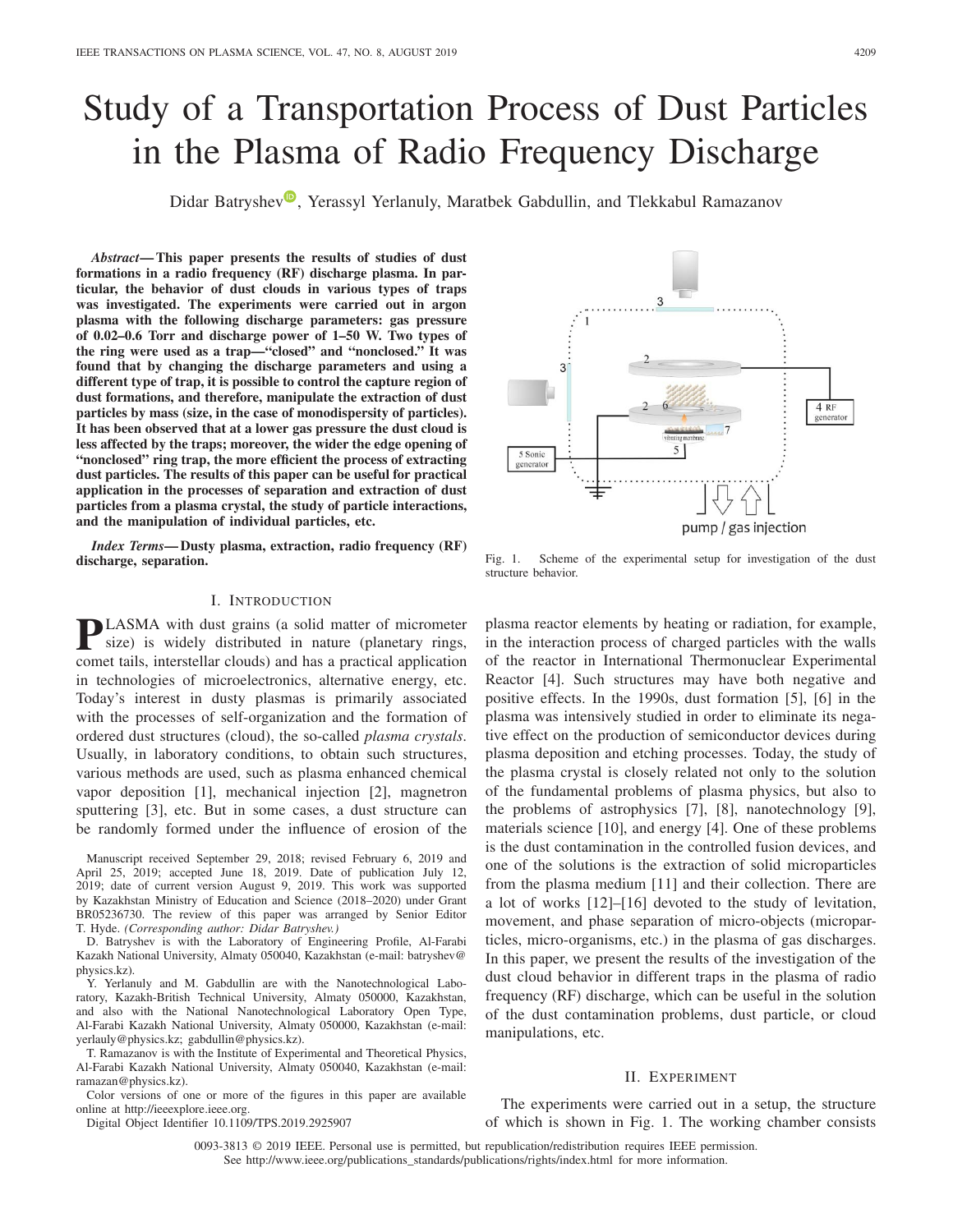# Study of a Transportation Process of Dust Particles in the Plasma of Radio Frequency Discharge

Didar Batryshev, Yerassyl Yerlanuly, Maratbek Gabdullin, and Tlekkabul Ramazanov

***Abstract*— This paper presents the results of studies of dust formations in a radio frequency (RF) discharge plasma. In particular, the behavior of dust clouds in various types of traps was investigated. The experiments were carried out in argon plasma with the following discharge parameters: gas pressure of 0.02–0.6 Torr and discharge power of 1–50 W. Two types of the ring were used as a trap—"closed" and "nonclosed." It was found that by changing the discharge parameters and using a different type of trap, it is possible to control the capture region of dust formations, and therefore, manipulate the extraction of dust particles by mass (size, in the case of monodispersity of particles). It has been observed that at a lower gas pressure the dust cloud is less affected by the traps; moreover, the wider the edge opening of "nonclosed" ring trap, the more efficient the process of extracting dust particles. The results of this paper can be useful for practical application in the processes of separation and extraction of dust particles from a plasma crystal, the study of particle interactions, and the manipulation of individual particles, etc.**

***Index Terms*— Dusty plasma, extraction, radio frequency (RF) discharge, separation.**

Fig. 1. Scheme of the experimental setup for investigation of the dust structure behavior.

## I. Introduction

PLASMA with dust grains (a solid matter of micrometer size) is widely distributed in nature (planetary rings, comet tails, interstellar clouds) and has a practical application in technologies of microelectronics, alternative energy, etc. Today's interest in dusty plasmas is primarily associated with the processes of self-organization and the formation of ordered dust structures (cloud), the so-called *plasma crystals*. Usually, in laboratory conditions, to obtain such structures, various methods are used, such as plasma enhanced chemical vapor deposition [1], mechanical injection [2], magnetron sputtering [3], etc. But in some cases, a dust structure can be randomly formed under the influence of erosion of the plasma reactor elements by heating or radiation, for example, in the interaction process of charged particles with the walls of the reactor in International Thermonuclear Experimental Reactor [4]. Such structures may have both negative and positive effects. In the 1990s, dust formation [5], [6] in the plasma was intensively studied in order to eliminate its negative effect on the production of semiconductor devices during plasma deposition and etching processes. Today, the study of the plasma crystal is closely related not only to the solution of the fundamental problems of plasma physics, but also to the problems of astrophysics [7], [8], nanotechnology [9], materials science [10], and energy [4]. One of these problems is the dust contamination in the controlled fusion devices, and one of the solutions is the extraction of solid microparticles from the plasma medium [11] and their collection. There are a lot of works [12]–[16] devoted to the study of levitation, movement, and phase separation of micro-objects (microparticles, micro-organisms, etc.) in the plasma of gas discharges. In this paper, we present the results of the investigation of the dust cloud behavior in different traps in the plasma of radio frequency (RF) discharge, which can be useful in the solution of the dust contamination problems, dust particle, or cloud manipulations, etc.

## II. Experiment

The experiments were carried out in a setup, the structure of which is shown in Fig. 1. The working chamber consists

---

Manuscript received September 29, 2018; revised February 6, 2019 and April 25, 2019; accepted June 18, 2019. Date of publication July 12, 2019; date of current version August 9, 2019. This work was supported by Kazakhstan Ministry of Education and Science (2018–2020) under Grant BR05236730. The review of this paper was arranged by Senior Editor T. Hyde. *(Corresponding author: Didar Batryshev.)*

D. Batryshev is with the Laboratory of Engineering Profile, Al-Farabi Kazakh National University, Almaty 050040, Kazakhstan (e-mail: batryshev@physics.kz).

Y. Yerlanuly and M. Gabdullin are with the Nanotechnological Laboratory, Kazakh-British Technical University, Almaty 050000, Kazakhstan, and also with the National Nanotechnological Laboratory Open Type, Al-Farabi Kazakh National University, Almaty 050000, Kazakhstan (e-mail: yerlauly@physics.kz; gabdullin@physics.kz).

T. Ramazanov is with the Institute of Experimental and Theoretical Physics, Al-Farabi Kazakh National University, Almaty 050040, Kazakhstan (e-mail: ramazan@physics.kz).

Color versions of one or more of the figures in this paper are available online at http://ieeexplore.ieee.org.

Digital Object Identifier 10.1109/TPS.2019.2925907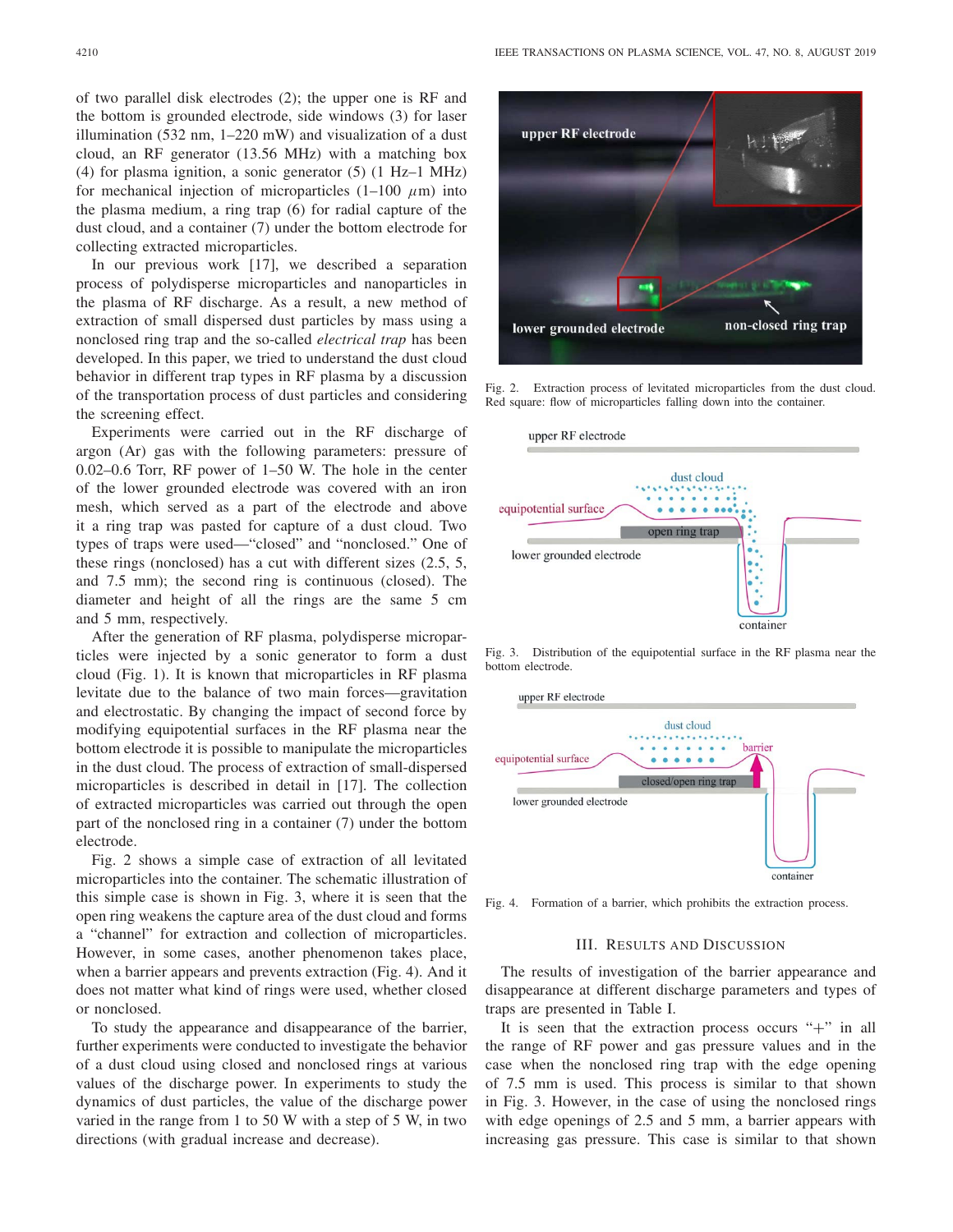of two parallel disk electrodes (2); the upper one is RF and the bottom is grounded electrode, side windows (3) for laser illumination (532 nm, 1–220 mW) and visualization of a dust cloud, an RF generator (13.56 MHz) with a matching box (4) for plasma ignition, a sonic generator (5) (1 Hz–1 MHz) for mechanical injection of microparticles (1–100 $\mu$m) into the plasma medium, a ring trap (6) for radial capture of the dust cloud, and a container (7) under the bottom electrode for collecting extracted microparticles.

In our previous work [17], we described a separation process of polydisperse microparticles and nanoparticles in the plasma of RF discharge. As a result, a new method of extraction of small dispersed dust particles by mass using a nonclosed ring trap and the so-called *electrical trap* has been developed. In this paper, we tried to understand the dust cloud behavior in different trap types in RF plasma by a discussion of the transportation process of dust particles and considering the screening effect.

Experiments were carried out in the RF discharge of argon (Ar) gas with the following parameters: pressure of 0.02–0.6 Torr, RF power of 1–50 W. The hole in the center of the lower grounded electrode was covered with an iron mesh, which served as a part of the electrode and above it a ring trap was pasted for capture of a dust cloud. Two types of traps were used—"closed" and "nonclosed." One of these rings (nonclosed) has a cut with different sizes (2.5, 5, and 7.5 mm); the second ring is continuous (closed). The diameter and height of all the rings are the same 5 cm and 5 mm, respectively.

After the generation of RF plasma, polydisperse microparticles were injected by a sonic generator to form a dust cloud (Fig. 1). It is known that microparticles in RF plasma levitate due to the balance of two main forces—gravitation and electrostatic. By changing the impact of second force by modifying equipotential surfaces in the RF plasma near the bottom electrode it is possible to manipulate the microparticles in the dust cloud. The process of extraction of small-dispersed microparticles is described in detail in [17]. The collection of extracted microparticles was carried out through the open part of the nonclosed ring in a container (7) under the bottom electrode.

Fig. 2 shows a simple case of extraction of all levitated microparticles into the container. The schematic illustration of this simple case is shown in Fig. 3, where it is seen that the open ring weakens the capture area of the dust cloud and forms a "channel" for extraction and collection of microparticles. However, in some cases, another phenomenon takes place, when a barrier appears and prevents extraction (Fig. 4). And it does not matter what kind of rings were used, whether closed or nonclosed.

To study the appearance and disappearance of the barrier, further experiments were conducted to investigate the behavior of a dust cloud using closed and nonclosed rings at various values of the discharge power. In experiments to study the dynamics of dust particles, the value of the discharge power varied in the range from 1 to 50 W with a step of 5 W, in two directions (with gradual increase and decrease).

Fig. 2. Extraction process of levitated microparticles from the dust cloud. Red square: flow of microparticles falling down into the container.

Fig. 3. Distribution of the equipotential surface in the RF plasma near the bottom electrode.

Fig. 4. Formation of a barrier, which prohibits the extraction process.

## III. Results and Discussion

The results of investigation of the barrier appearance and disappearance at different discharge parameters and types of traps are presented in Table I.

It is seen that the extraction process occurs "+" in all the range of RF power and gas pressure values and in the case when the nonclosed ring trap with the edge opening of 7.5 mm is used. This process is similar to that shown in Fig. 3. However, in the case of using the nonclosed rings with edge openings of 2.5 and 5 mm, a barrier appears with increasing gas pressure. This case is similar to that shown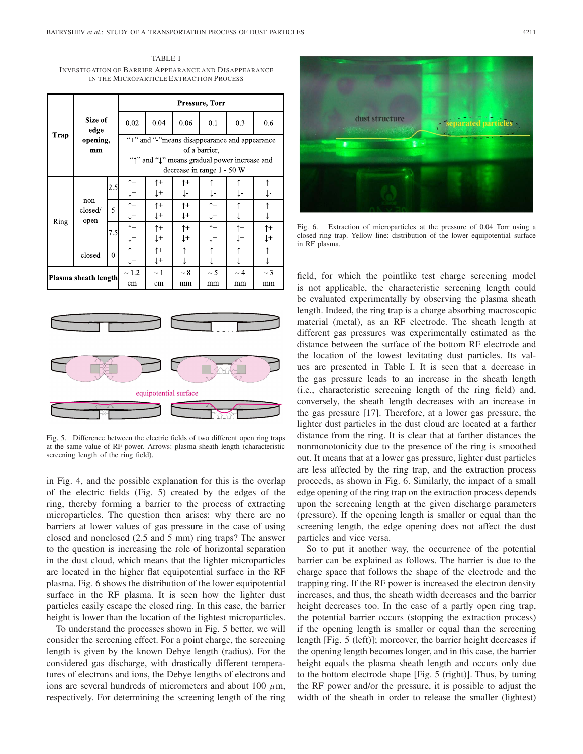TABLE I

INVESTIGATION OF BARRIER APPEARANCE AND DISAPPEARANCE IN THE MICROPARTICLE EXTRACTION PROCESS

| Trap | Size of edge opening, mm | | Pressure, Torr | | | | | |
|---|---|---|---|---|---|---|---|---|
| | | | 0.02 | 0.04 | 0.06 | 0.1 | 0.3 | 0.6 |
| | | | "+" and "-" means disappearance and appearance of a barrier, "↑" and "↓" means gradual power increase and decrease in range 1 - 50 W | | | | | |
| Ring | non-closed/ open | 2.5 | ↑+ ↓+ | ↑+ ↓+ | ↑+ ↓- | ↑- ↓- | ↑- ↓- | ↑- ↓- |
| | | 5 | ↑+ ↓+ | ↑+ ↓+ | ↑+ ↓+ | ↑+ ↓+ | ↑- ↓- | ↑- ↓- |
| | | 7.5 | ↑+ ↓+ | ↑+ ↓+ | ↑+ ↓+ | ↑+ ↓+ | ↑+ ↓+ | ↑+ ↓+ |
| | closed | 0 | ↑+ ↓+ | ↑+ ↓+ | ↑- ↓- | ↑- ↓- | ↑- ↓- | ↑- ↓- |
| Plasma sheath length | | | ~ 1.2 cm | ~ 1 cm | ~ 8 mm | ~ 5 mm | ~ 4 mm | ~ 3 mm |

Fig. 5. Difference between the electric fields of two different open ring traps at the same value of RF power. Arrows: plasma sheath length (characteristic screening length of the ring field).

in Fig. 4, and the possible explanation for this is the overlap of the electric fields (Fig. 5) created by the edges of the ring, thereby forming a barrier to the process of extracting microparticles. The question then arises: why there are no barriers at lower values of gas pressure in the case of using closed and nonclosed (2.5 and 5 mm) ring traps? The answer to the question is increasing the role of horizontal separation in the dust cloud, which means that the lighter microparticles are located in the higher flat equipotential surface in the RF plasma. Fig. 6 shows the distribution of the lower equipotential surface in the RF plasma. It is seen how the lighter dust particles easily escape the closed ring. In this case, the barrier height is lower than the location of the lightest microparticles.

To understand the processes shown in Fig. 5 better, we will consider the screening effect. For a point charge, the screening length is given by the known Debye length (radius). For the considered gas discharge, with drastically different temperatures of electrons and ions, the Debye lengths of electrons and ions are several hundreds of micrometers and about 100 $\mu$m, respectively. For determining the screening length of the ring

Fig. 6. Extraction of microparticles at the pressure of 0.04 Torr using a closed ring trap. Yellow line: distribution of the lower equipotential surface in RF plasma.

field, for which the pointlike test charge screening model is not applicable, the characteristic screening length could be evaluated experimentally by observing the plasma sheath length. Indeed, the ring trap is a charge absorbing macroscopic material (metal), as an RF electrode. The sheath length at different gas pressures was experimentally estimated as the distance between the surface of the bottom RF electrode and the location of the lowest levitating dust particles. Its values are presented in Table I. It is seen that a decrease in the gas pressure leads to an increase in the sheath length (i.e., characteristic screening length of the ring field) and, conversely, the sheath length decreases with an increase in the gas pressure [17]. Therefore, at a lower gas pressure, the lighter dust particles in the dust cloud are located at a farther distance from the ring. It is clear that at farther distances the nonmonotonicity due to the presence of the ring is smoothed out. It means that at a lower gas pressure, lighter dust particles are less affected by the ring trap, and the extraction process proceeds, as shown in Fig. 6. Similarly, the impact of a small edge opening of the ring trap on the extraction process depends upon the screening length at the given discharge parameters (pressure). If the opening length is smaller or equal than the screening length, the edge opening does not affect the dust particles and vice versa.

So to put it another way, the occurrence of the potential barrier can be explained as follows. The barrier is due to the charge space that follows the shape of the electrode and the trapping ring. If the RF power is increased the electron density increases, and thus, the sheath width decreases and the barrier height decreases too. In the case of a partly open ring trap, the potential barrier occurs (stopping the extraction process) if the opening length is smaller or equal than the screening length [Fig. 5 (left)]; moreover, the barrier height decreases if the opening length becomes longer, and in this case, the barrier height equals the plasma sheath length and occurs only due to the bottom electrode shape [Fig. 5 (right)]. Thus, by tuning the RF power and/or the pressure, it is possible to adjust the width of the sheath in order to release the smaller (lightest)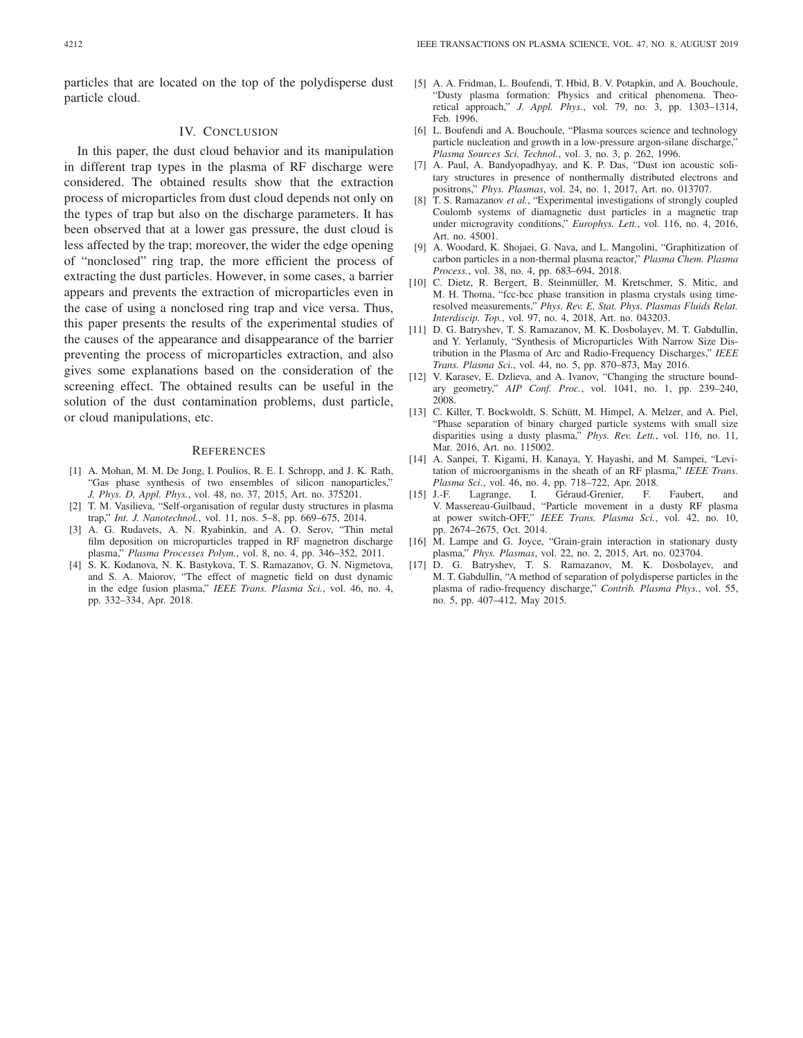particles that are located on the top of the polydisperse dust particle cloud.

## IV. Conclusion

In this paper, the dust cloud behavior and its manipulation in different trap types in the plasma of RF discharge were considered. The obtained results show that the extraction process of microparticles from dust cloud depends not only on the types of trap but also on the discharge parameters. It has been observed that at a lower gas pressure, the dust cloud is less affected by the trap; moreover, the wider the edge opening of "nonclosed" ring trap, the more efficient the process of extracting the dust particles. However, in some cases, a barrier appears and prevents the extraction of microparticles even in the case of using a nonclosed ring trap and vice versa. Thus, this paper presents the results of the experimental studies of the causes of the appearance and disappearance of the barrier preventing the process of microparticles extraction, and also gives some explanations based on the consideration of the screening effect. The obtained results can be useful in the solution of the dust contamination problems, dust particle, or cloud manipulations, etc.

## References

[1] A. Mohan, M. M. De Jong, I. Poulios, R. E. I. Schropp, and J. K. Rath, "Gas phase synthesis of two ensembles of silicon nanoparticles," *J. Phys. D, Appl. Phys.*, vol. 48, no. 37, 2015, Art. no. 375201.

[2] T. M. Vasilieva, "Self-organisation of regular dusty structures in plasma trap," *Int. J. Nanotechnol.*, vol. 11, nos. 5–8, pp. 669–675, 2014.

[3] A. G. Rudavets, A. N. Ryabinkin, and A. O. Serov, "Thin metal film deposition on microparticles trapped in RF magnetron discharge plasma," *Plasma Processes Polym.*, vol. 8, no. 4, pp. 346–352, 2011.

[4] S. K. Kodanova, N. K. Bastykova, T. S. Ramazanov, G. N. Nigmetova, and S. A. Maiorov, "The effect of magnetic field on dust dynamic in the edge fusion plasma," *IEEE Trans. Plasma Sci.*, vol. 46, no. 4, pp. 332–334, Apr. 2018.

[5] A. A. Fridman, L. Boufendi, T. Hbid, B. V. Potapkin, and A. Bouchoule, "Dusty plasma formation: Physics and critical phenomena. Theoretical approach," *J. Appl. Phys.*, vol. 79, no. 3, pp. 1303–1314, Feb. 1996.

[6] L. Boufendi and A. Bouchoule, "Plasma sources science and technology particle nucleation and growth in a low-pressure argon-silane discharge," *Plasma Sources Sci. Technol.*, vol. 3, no. 3, p. 262, 1996.

[7] A. Paul, A. Bandyopadhyay, and K. P. Das, "Dust ion acoustic solitary structures in presence of nonthermally distributed electrons and positrons," *Phys. Plasmas*, vol. 24, no. 1, 2017, Art. no. 013707.

[8] T. S. Ramazanov *et al.*, "Experimental investigations of strongly coupled Coulomb systems of diamagnetic dust particles in a magnetic trap under microgravity conditions," *Europhys. Lett.*, vol. 116, no. 4, 2016, Art. no. 45001.

[9] A. Woodard, K. Shojaei, G. Nava, and L. Mangolini, "Graphitization of carbon particles in a non-thermal plasma reactor," *Plasma Chem. Plasma Process.*, vol. 38, no. 4, pp. 683–694, 2018.

[10] C. Dietz, R. Bergert, B. Steinmüller, M. Kretschmer, S. Mitic, and M. H. Thoma, "fcc-bcc phase transition in plasma crystals using time-resolved measurements," *Phys. Rev. E, Stat. Phys. Plasmas Fluids Relat. Interdiscip. Top.*, vol. 97, no. 4, 2018, Art. no. 043203.

[11] D. G. Batryshev, T. S. Ramazanov, M. K. Dosbolayev, M. T. Gabdullin, and Y. Yerlanuly, "Synthesis of Microparticles With Narrow Size Distribution in the Plasma of Arc and Radio-Frequency Discharges," *IEEE Trans. Plasma Sci.*, vol. 44, no. 5, pp. 870–873, May 2016.

[12] V. Karasev, E. Dzlieva, and A. Ivanov, "Changing the structure boundary geometry," *AIP Conf. Proc.*, vol. 1041, no. 1, pp. 239–240, 2008.

[13] C. Killer, T. Bockwoldt, S. Schütt, M. Himpel, A. Melzer, and A. Piel, "Phase separation of binary charged particle systems with small size disparities using a dusty plasma," *Phys. Rev. Lett.*, vol. 116, no. 11, Mar. 2016, Art. no. 115002.

[14] A. Sanpei, T. Kigami, H. Kanaya, Y. Hayashi, and M. Sampei, "Levitation of microorganisms in the sheath of an RF plasma," *IEEE Trans. Plasma Sci.*, vol. 46, no. 4, pp. 718–722, Apr. 2018.

[15] J.-F. Lagrange, I. Géraud-Grenier, F. Faubert, and V. Massereau-Guilbaud, "Particle movement in a dusty RF plasma at power switch-OFF," *IEEE Trans. Plasma Sci.*, vol. 42, no. 10, pp. 2674–2675, Oct. 2014.

[16] M. Lampe and G. Joyce, "Grain-grain interaction in stationary dusty plasma," *Phys. Plasmas*, vol. 22, no. 2, 2015, Art. no. 023704.

[17] D. G. Batryshev, T. S. Ramazanov, M. K. Dosbolayev, and M. T. Gabdullin, "A method of separation of polydisperse particles in the plasma of radio-frequency discharge," *Contrib. Plasma Phys.*, vol. 55, no. 5, pp. 407–412, May 2015.